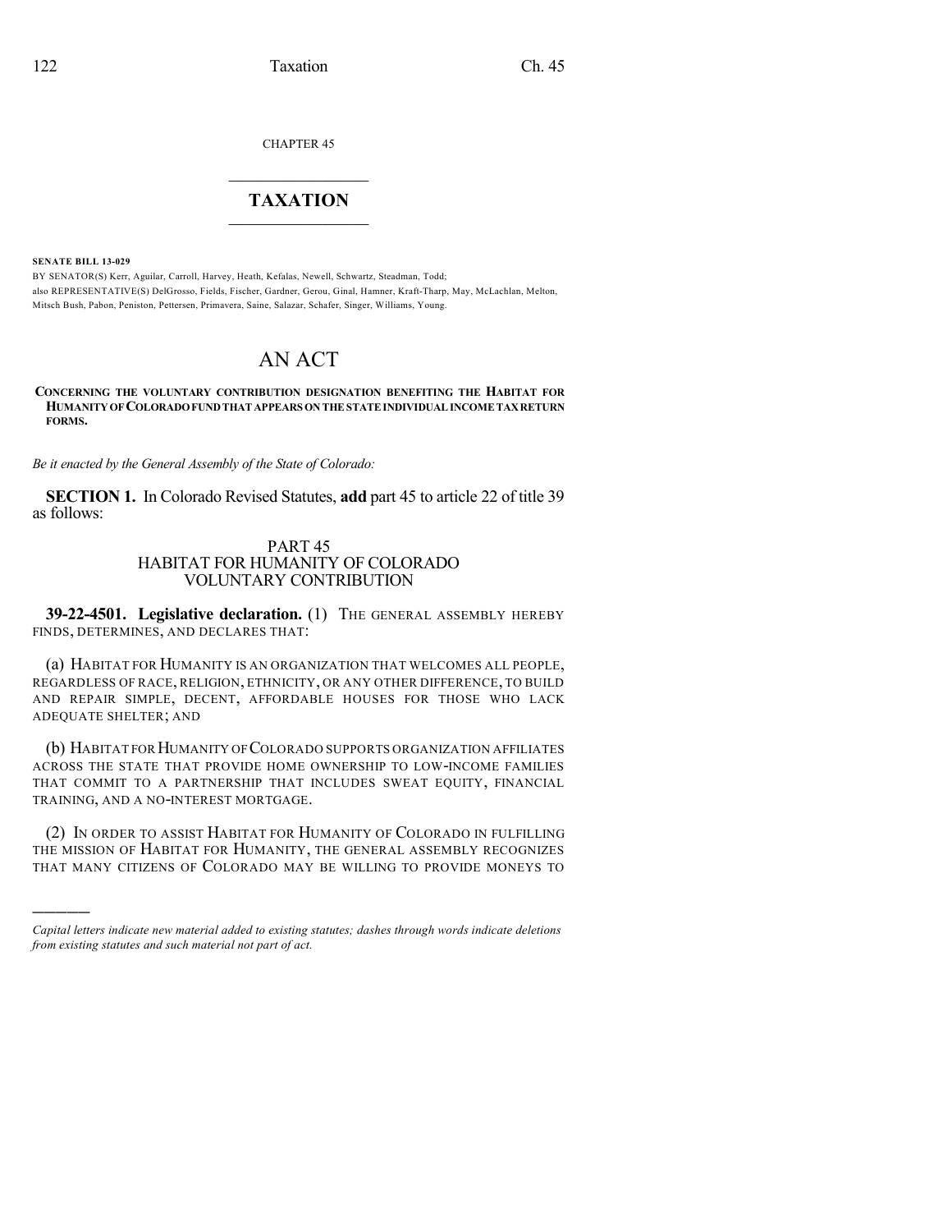CHAPTER 45

# TAXATION

**SENATE BILL 13-029**

BY SENATOR(S) Kerr, Aguilar, Carroll, Harvey, Heath, Kefalas, Newell, Schwartz, Steadman, Todd;
also REPRESENTATIVE(S) DelGrosso, Fields, Fischer, Gardner, Gerou, Ginal, Hamner, Kraft-Tharp, May, McLachlan, Melton, Mitsch Bush, Pabon, Peniston, Pettersen, Primavera, Saine, Salazar, Schafer, Singer, Williams, Young.

# AN ACT

**CONCERNING THE VOLUNTARY CONTRIBUTION DESIGNATION BENEFITING THE HABITAT FOR HUMANITY OF COLORADO FUND THAT APPEARS ON THE STATE INDIVIDUAL INCOME TAX RETURN FORMS.**

*Be it enacted by the General Assembly of the State of Colorado:*

**SECTION 1.** In Colorado Revised Statutes, **add** part 45 to article 22 of title 39 as follows:

PART 45
HABITAT FOR HUMANITY OF COLORADO
VOLUNTARY CONTRIBUTION

**39-22-4501. Legislative declaration.** (1) THE GENERAL ASSEMBLY HEREBY FINDS, DETERMINES, AND DECLARES THAT:

(a) HABITAT FOR HUMANITY IS AN ORGANIZATION THAT WELCOMES ALL PEOPLE, REGARDLESS OF RACE, RELIGION, ETHNICITY, OR ANY OTHER DIFFERENCE, TO BUILD AND REPAIR SIMPLE, DECENT, AFFORDABLE HOUSES FOR THOSE WHO LACK ADEQUATE SHELTER; AND

(b) HABITAT FOR HUMANITY OF COLORADO SUPPORTS ORGANIZATION AFFILIATES ACROSS THE STATE THAT PROVIDE HOME OWNERSHIP TO LOW-INCOME FAMILIES THAT COMMIT TO A PARTNERSHIP THAT INCLUDES SWEAT EQUITY, FINANCIAL TRAINING, AND A NO-INTEREST MORTGAGE.

(2) IN ORDER TO ASSIST HABITAT FOR HUMANITY OF COLORADO IN FULFILLING THE MISSION OF HABITAT FOR HUMANITY, THE GENERAL ASSEMBLY RECOGNIZES THAT MANY CITIZENS OF COLORADO MAY BE WILLING TO PROVIDE MONEYS TO

---

*Capital letters indicate new material added to existing statutes; dashes through words indicate deletions from existing statutes and such material not part of act.*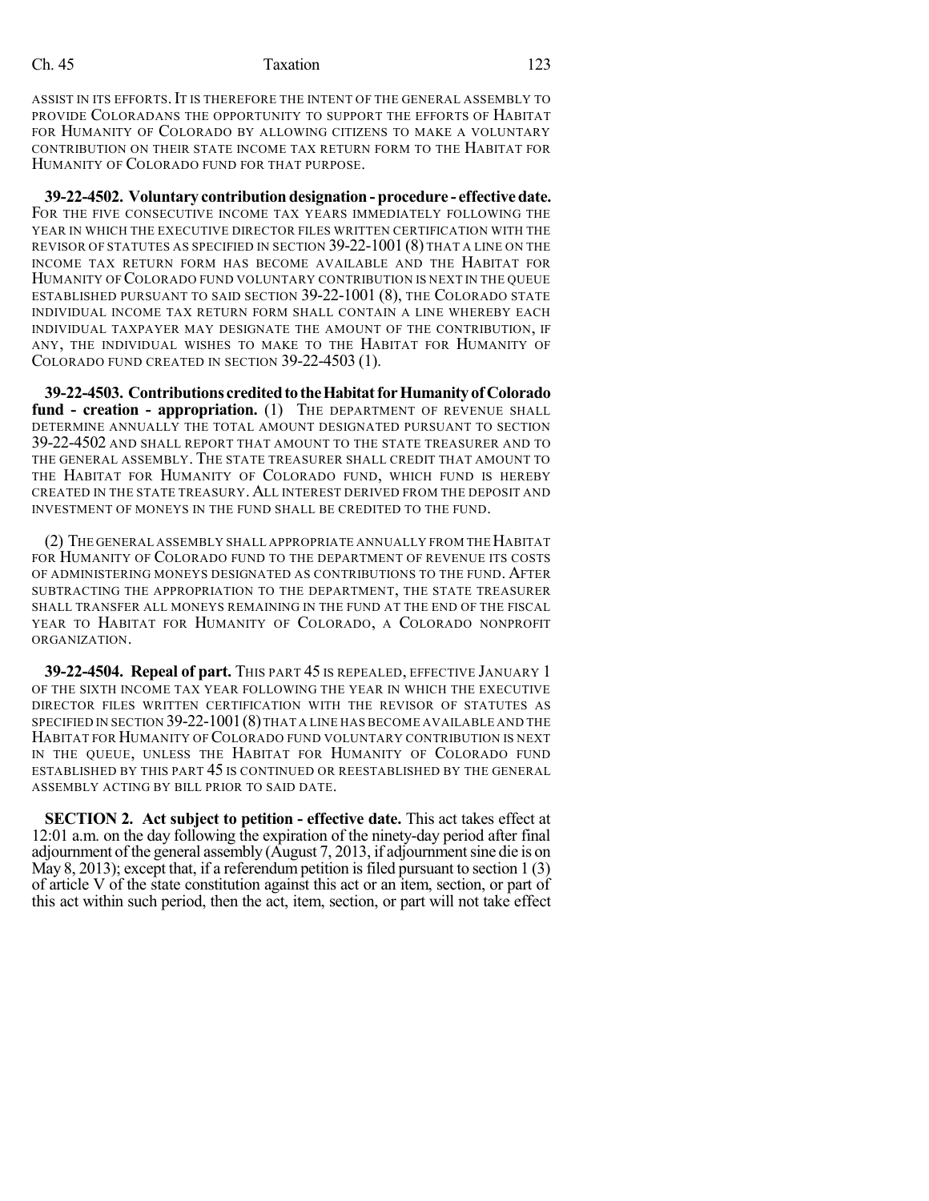ASSIST IN ITS EFFORTS. IT IS THEREFORE THE INTENT OF THE GENERAL ASSEMBLY TO PROVIDE COLORADANS THE OPPORTUNITY TO SUPPORT THE EFFORTS OF HABITAT FOR HUMANITY OF COLORADO BY ALLOWING CITIZENS TO MAKE A VOLUNTARY CONTRIBUTION ON THEIR STATE INCOME TAX RETURN FORM TO THE HABITAT FOR HUMANITY OF COLORADO FUND FOR THAT PURPOSE.

**39-22-4502. Voluntary contribution designation - procedure - effective date.** FOR THE FIVE CONSECUTIVE INCOME TAX YEARS IMMEDIATELY FOLLOWING THE YEAR IN WHICH THE EXECUTIVE DIRECTOR FILES WRITTEN CERTIFICATION WITH THE REVISOR OF STATUTES AS SPECIFIED IN SECTION 39-22-1001 (8) THAT A LINE ON THE INCOME TAX RETURN FORM HAS BECOME AVAILABLE AND THE HABITAT FOR HUMANITY OF COLORADO FUND VOLUNTARY CONTRIBUTION IS NEXT IN THE QUEUE ESTABLISHED PURSUANT TO SAID SECTION 39-22-1001 (8), THE COLORADO STATE INDIVIDUAL INCOME TAX RETURN FORM SHALL CONTAIN A LINE WHEREBY EACH INDIVIDUAL TAXPAYER MAY DESIGNATE THE AMOUNT OF THE CONTRIBUTION, IF ANY, THE INDIVIDUAL WISHES TO MAKE TO THE HABITAT FOR HUMANITY OF COLORADO FUND CREATED IN SECTION 39-22-4503 (1).

**39-22-4503. Contributions credited to the Habitat for Humanity of Colorado fund - creation - appropriation.** (1) THE DEPARTMENT OF REVENUE SHALL DETERMINE ANNUALLY THE TOTAL AMOUNT DESIGNATED PURSUANT TO SECTION 39-22-4502 AND SHALL REPORT THAT AMOUNT TO THE STATE TREASURER AND TO THE GENERAL ASSEMBLY. THE STATE TREASURER SHALL CREDIT THAT AMOUNT TO THE HABITAT FOR HUMANITY OF COLORADO FUND, WHICH FUND IS HEREBY CREATED IN THE STATE TREASURY. ALL INTEREST DERIVED FROM THE DEPOSIT AND INVESTMENT OF MONEYS IN THE FUND SHALL BE CREDITED TO THE FUND.

(2) THE GENERAL ASSEMBLY SHALL APPROPRIATE ANNUALLY FROM THE HABITAT FOR HUMANITY OF COLORADO FUND TO THE DEPARTMENT OF REVENUE ITS COSTS OF ADMINISTERING MONEYS DESIGNATED AS CONTRIBUTIONS TO THE FUND. AFTER SUBTRACTING THE APPROPRIATION TO THE DEPARTMENT, THE STATE TREASURER SHALL TRANSFER ALL MONEYS REMAINING IN THE FUND AT THE END OF THE FISCAL YEAR TO HABITAT FOR HUMANITY OF COLORADO, A COLORADO NONPROFIT ORGANIZATION.

**39-22-4504. Repeal of part.** THIS PART 45 IS REPEALED, EFFECTIVE JANUARY 1 OF THE SIXTH INCOME TAX YEAR FOLLOWING THE YEAR IN WHICH THE EXECUTIVE DIRECTOR FILES WRITTEN CERTIFICATION WITH THE REVISOR OF STATUTES AS SPECIFIED IN SECTION 39-22-1001 (8) THAT A LINE HAS BECOME AVAILABLE AND THE HABITAT FOR HUMANITY OF COLORADO FUND VOLUNTARY CONTRIBUTION IS NEXT IN THE QUEUE, UNLESS THE HABITAT FOR HUMANITY OF COLORADO FUND ESTABLISHED BY THIS PART 45 IS CONTINUED OR REESTABLISHED BY THE GENERAL ASSEMBLY ACTING BY BILL PRIOR TO SAID DATE.

**SECTION 2. Act subject to petition - effective date.** This act takes effect at 12:01 a.m. on the day following the expiration of the ninety-day period after final adjournment of the general assembly (August 7, 2013, if adjournment sine die is on May 8, 2013); except that, if a referendum petition is filed pursuant to section 1 (3) of article V of the state constitution against this act or an item, section, or part of this act within such period, then the act, item, section, or part will not take effect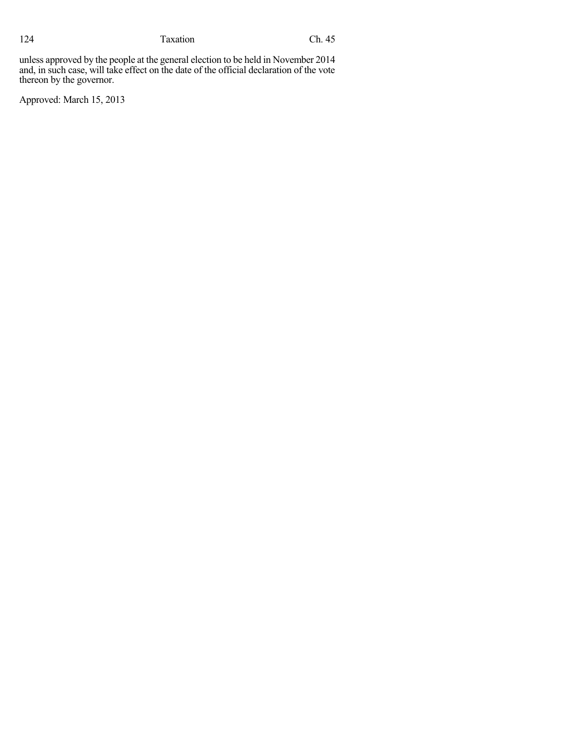unless approved by the people at the general election to be held in November 2014 and, in such case, will take effect on the date of the official declaration of the vote thereon by the governor.

Approved: March 15, 2013